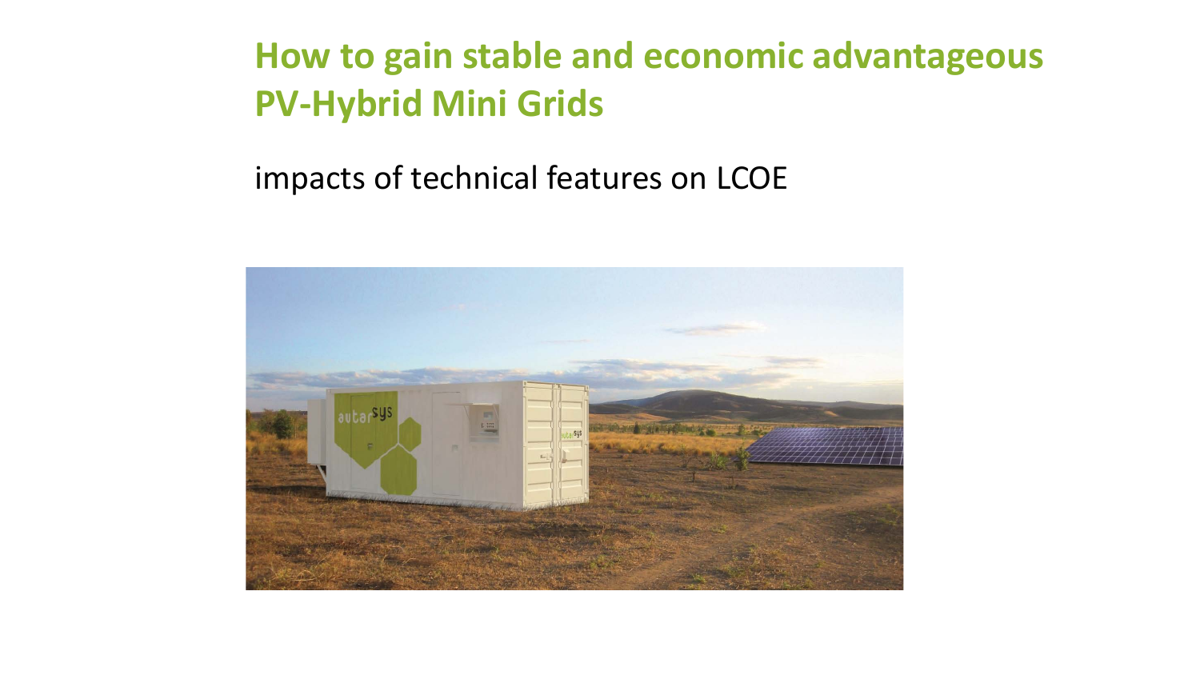# How to gain stable and economic advantageous PV-Hybrid Mini Grids

impacts of technical features on LCOE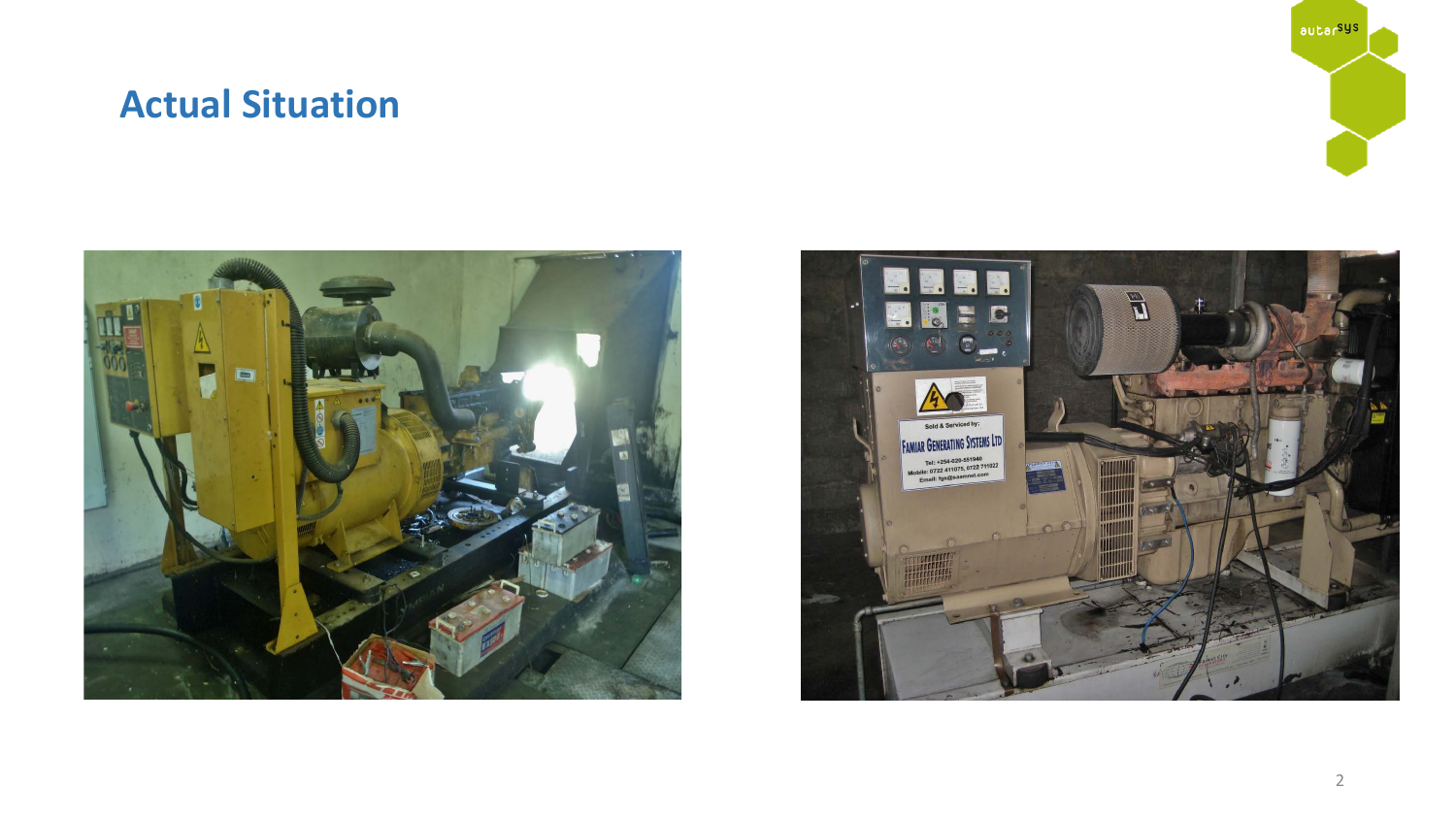# Actual Situation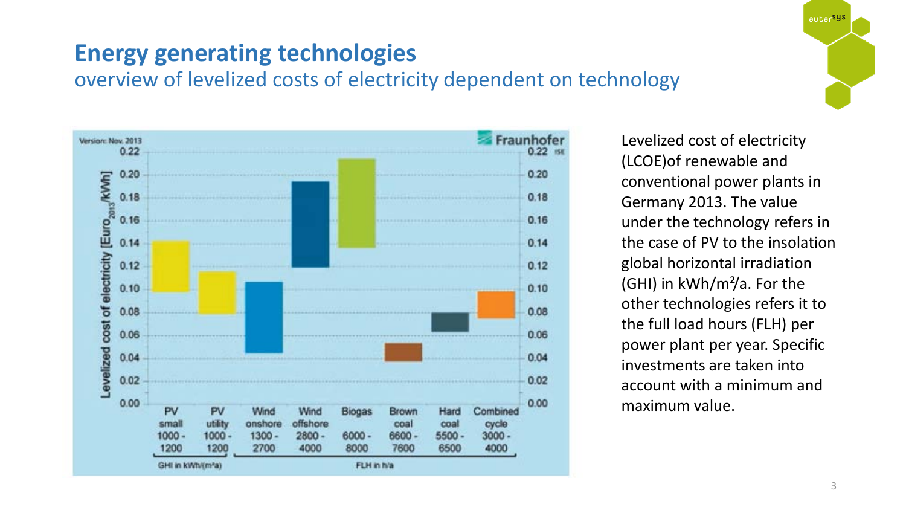# Energy generating technologies

## overview of levelized costs of electricity dependent on technology

Levelized cost of electricity (LCOE)of renewable and conventional power plants in Germany 2013. The value under the technology refers in the case of PV to the insolation global horizontal irradiation (GHI) in kWh/m²/a. For the other technologies refers it to the full load hours (FLH) per power plant per year. Specific investments are taken into account with a minimum and maximum value.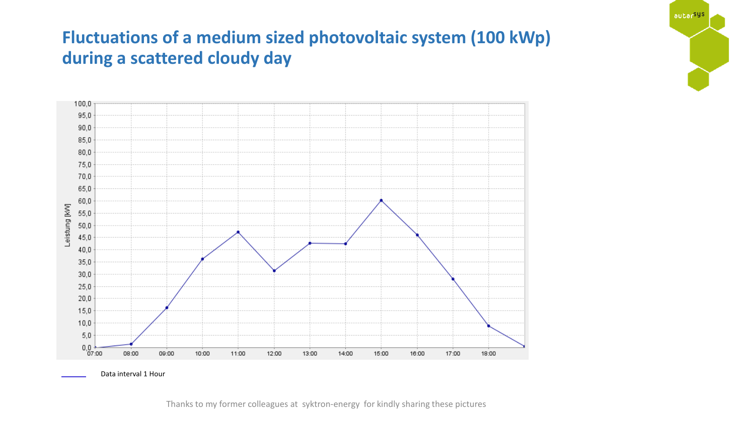# Fluctuations of a medium sized photovoltaic system (100 kWp) during a scattered cloudy day

Data interval 1 Hour

Thanks to my former colleagues at syktron-energy for kindly sharing these pictures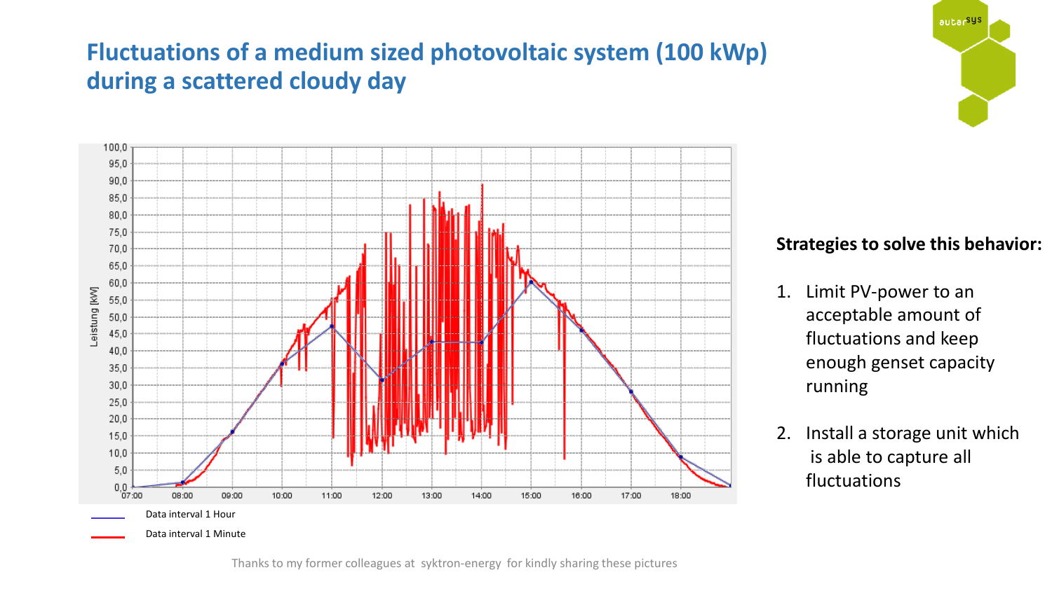# Fluctuations of a medium sized photovoltaic system (100 kWp) during a scattered cloudy day

Data interval 1 Hour

Data interval 1 Minute

**Strategies to solve this behavior:**

1. Limit PV-power to an acceptable amount of fluctuations and keep enough genset capacity running
2. Install a storage unit which is able to capture all fluctuations

Thanks to my former colleagues at syktron-energy for kindly sharing these pictures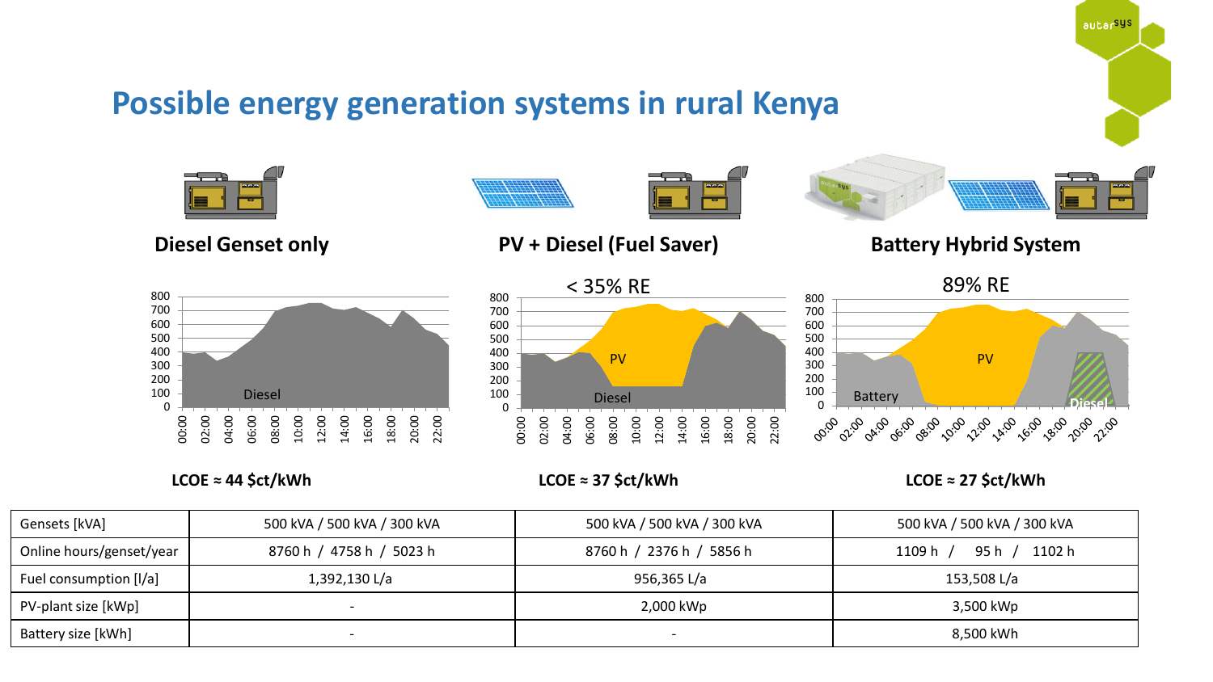# Possible energy generation systems in rural Kenya

| Diesel Genset only | PV + Diesel (Fuel Saver) | Battery Hybrid System |
|---|---|---|
| | < 35% RE | 89% RE |
| LCOE ≈ 44 $ct/kWh | LCOE ≈ 37 $ct/kWh | LCOE ≈ 27 $ct/kWh |

| Gensets [kVA] | 500 kVA / 500 kVA / 300 kVA | 500 kVA / 500 kVA / 300 kVA | 500 kVA / 500 kVA / 300 kVA |
|---|---|---|---|
| Online hours/genset/year | 8760 h / 4758 h / 5023 h | 8760 h / 2376 h / 5856 h | 1109 h / 95 h / 1102 h |
| Fuel consumption [l/a] | 1,392,130 L/a | 956,365 L/a | 153,508 L/a |
| PV-plant size [kWp] | - | 2,000 kWp | 3,500 kWp |
| Battery size [kWh] | - | - | 8,500 kWh |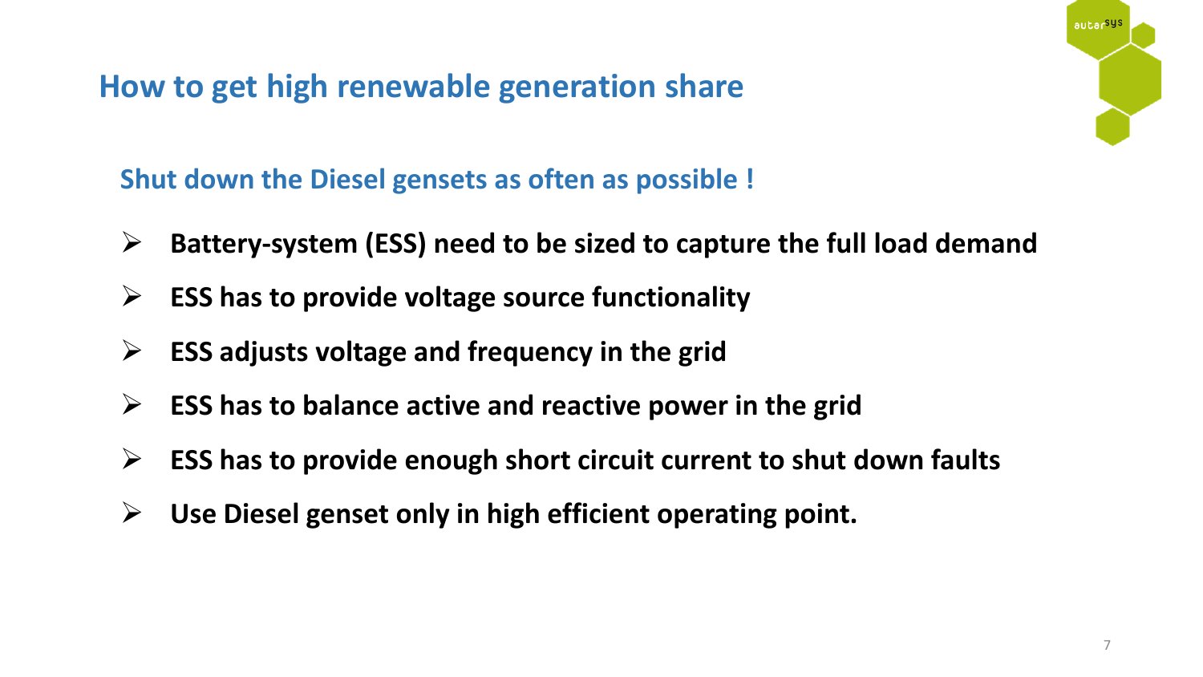# How to get high renewable generation share

## Shut down the Diesel gensets as often as possible !

- **Battery-system (ESS) need to be sized to capture the full load demand**
- **ESS has to provide voltage source functionality**
- **ESS adjusts voltage and frequency in the grid**
- **ESS has to balance active and reactive power in the grid**
- **ESS has to provide enough short circuit current to shut down faults**
- **Use Diesel genset only in high efficient operating point.**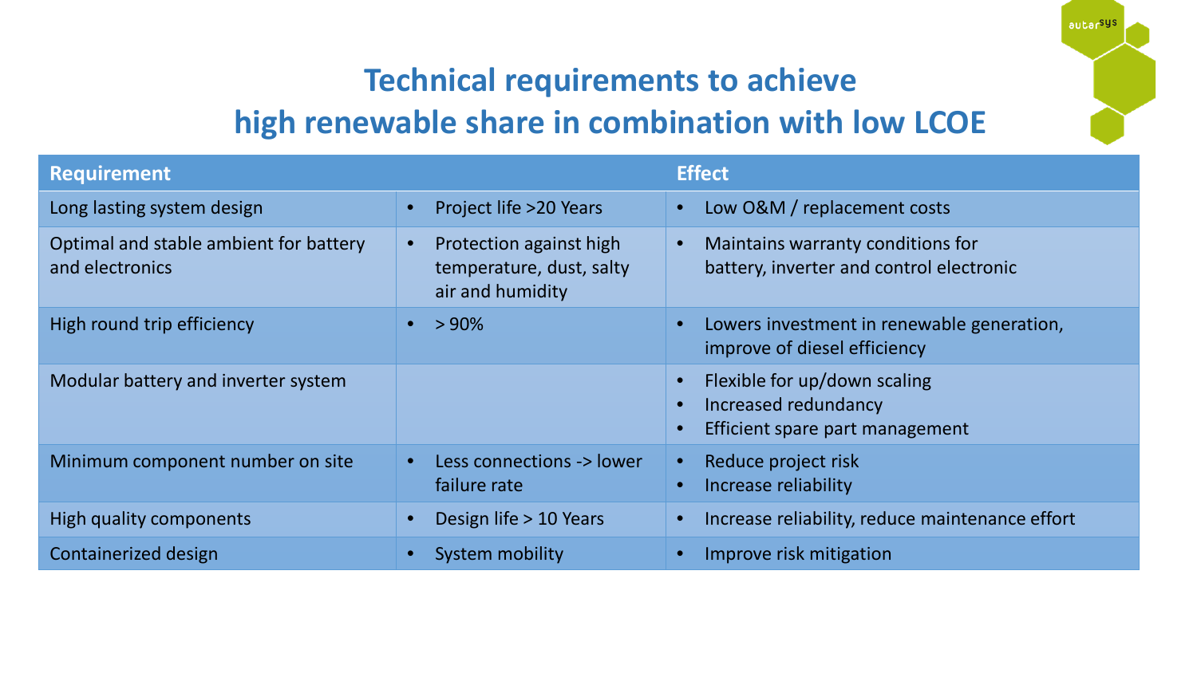# Technical requirements to achieve high renewable share in combination with low LCOE

| Requirement | | Effect |
|---|---|---|
| Long lasting system design | • Project life >20 Years | • Low O&M / replacement costs |
| Optimal and stable ambient for battery and electronics | • Protection against high temperature, dust, salty air and humidity | • Maintains warranty conditions for battery, inverter and control electronic |
| High round trip efficiency | • > 90% | • Lowers investment in renewable generation, improve of diesel efficiency |
| Modular battery and inverter system | | • Flexible for up/down scaling<br>• Increased redundancy<br>• Efficient spare part management |
| Minimum component number on site | • Less connections -> lower failure rate | • Reduce project risk<br>• Increase reliability |
| High quality components | • Design life > 10 Years | • Increase reliability, reduce maintenance effort |
| Containerized design | • System mobility | • Improve risk mitigation |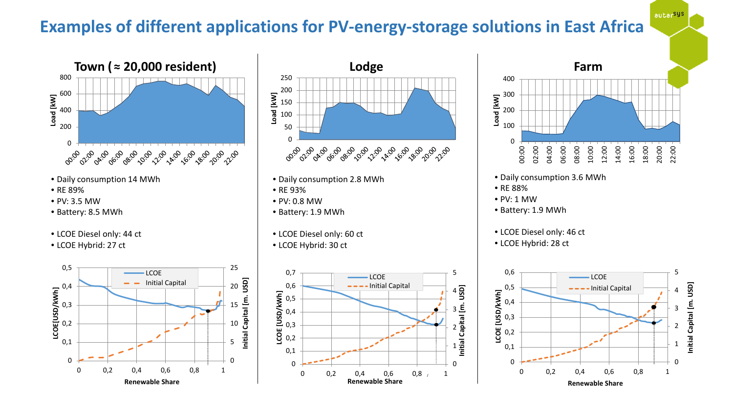# Examples of different applications for PV-energy-storage solutions in East Africa

## Town (≈ 20,000 resident)

- Daily consumption 14 MWh
- RE 89%
- PV: 3.5 MW
- Battery: 8.5 MWh

- LCOE Diesel only: 44 ct
- LCOE Hybrid: 27 ct

## Lodge

- Daily consumption 2.8 MWh
- RE 93%
- PV: 0.8 MW
- Battery: 1.9 MWh

- LCOE Diesel only: 60 ct
- LCOE Hybrid: 30 ct

## Farm

- Daily consumption 3.6 MWh
- RE 88%
- PV: 1 MW
- Battery: 1.9 MWh

- LCOE Diesel only: 46 ct
- LCOE Hybrid: 28 ct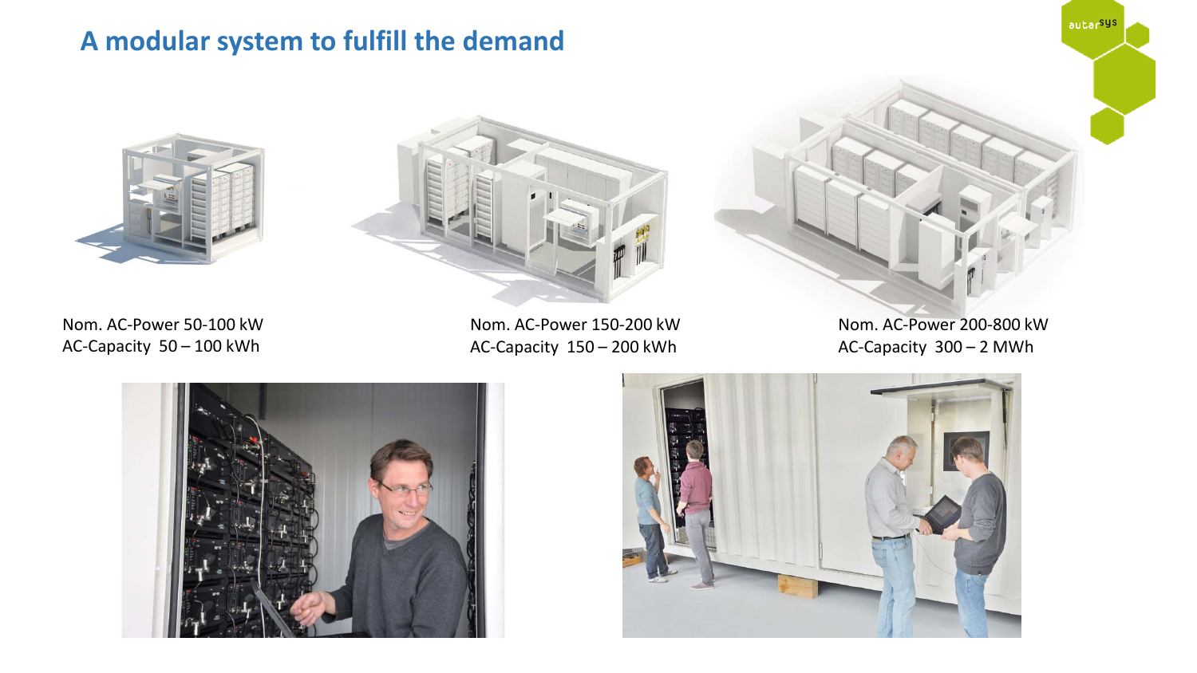## A modular system to fulfill the demand

Nom. AC-Power 50-100 kW
AC-Capacity 50 – 100 kWh

Nom. AC-Power 150-200 kW
AC-Capacity 150 – 200 kWh

Nom. AC-Power 200-800 kW
AC-Capacity 300 – 2 MWh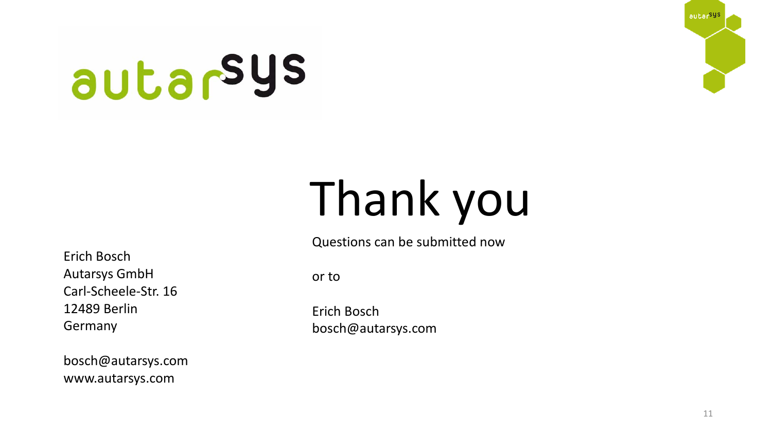autarsys

# Thank you

Questions can be submitted now

or to

Erich Bosch
bosch@autarsys.com

Erich Bosch
Autarsys GmbH
Carl-Scheele-Str. 16
12489 Berlin
Germany

bosch@autarsys.com
www.autarsys.com